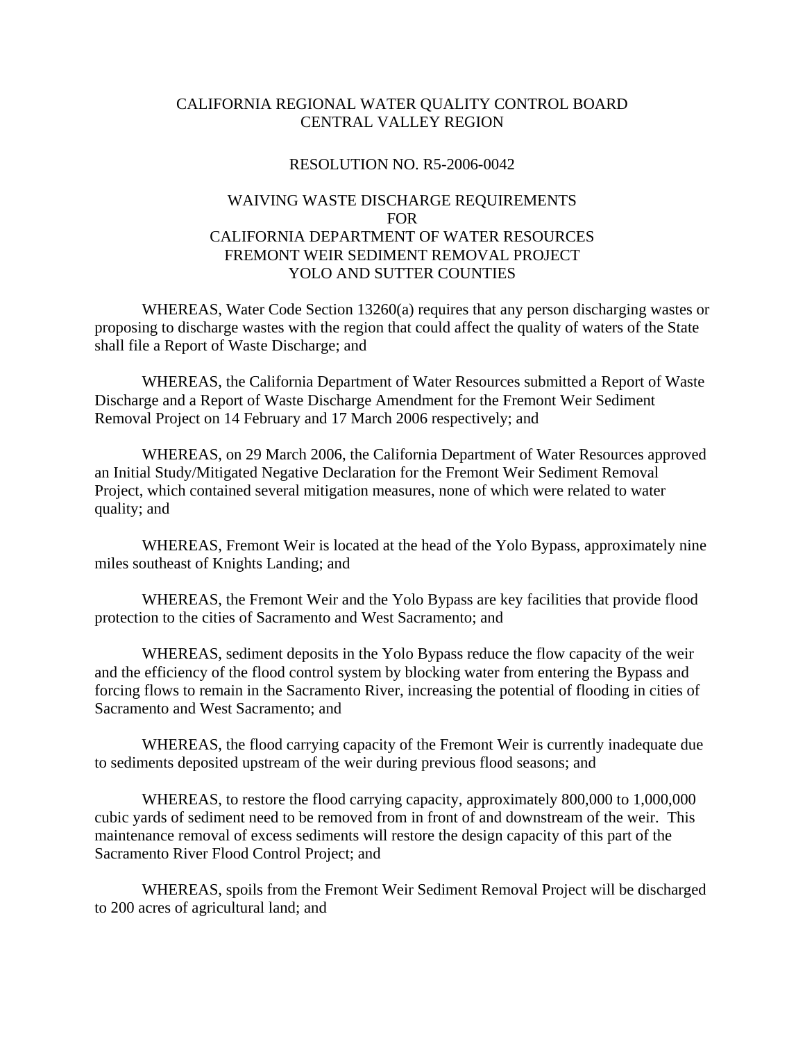# CALIFORNIA REGIONAL WATER QUALITY CONTROL BOARD
# CENTRAL VALLEY REGION

## RESOLUTION NO. R5-2006-0042

## WAIVING WASTE DISCHARGE REQUIREMENTS FOR CALIFORNIA DEPARTMENT OF WATER RESOURCES FREMONT WEIR SEDIMENT REMOVAL PROJECT YOLO AND SUTTER COUNTIES

WHEREAS, Water Code Section 13260(a) requires that any person discharging wastes or proposing to discharge wastes with the region that could affect the quality of waters of the State shall file a Report of Waste Discharge; and

WHEREAS, the California Department of Water Resources submitted a Report of Waste Discharge and a Report of Waste Discharge Amendment for the Fremont Weir Sediment Removal Project on 14 February and 17 March 2006 respectively; and

WHEREAS, on 29 March 2006, the California Department of Water Resources approved an Initial Study/Mitigated Negative Declaration for the Fremont Weir Sediment Removal Project, which contained several mitigation measures, none of which were related to water quality; and

WHEREAS, Fremont Weir is located at the head of the Yolo Bypass, approximately nine miles southeast of Knights Landing; and

WHEREAS, the Fremont Weir and the Yolo Bypass are key facilities that provide flood protection to the cities of Sacramento and West Sacramento; and

WHEREAS, sediment deposits in the Yolo Bypass reduce the flow capacity of the weir and the efficiency of the flood control system by blocking water from entering the Bypass and forcing flows to remain in the Sacramento River, increasing the potential of flooding in cities of Sacramento and West Sacramento; and

WHEREAS, the flood carrying capacity of the Fremont Weir is currently inadequate due to sediments deposited upstream of the weir during previous flood seasons; and

WHEREAS, to restore the flood carrying capacity, approximately 800,000 to 1,000,000 cubic yards of sediment need to be removed from in front of and downstream of the weir. This maintenance removal of excess sediments will restore the design capacity of this part of the Sacramento River Flood Control Project; and

WHEREAS, spoils from the Fremont Weir Sediment Removal Project will be discharged to 200 acres of agricultural land; and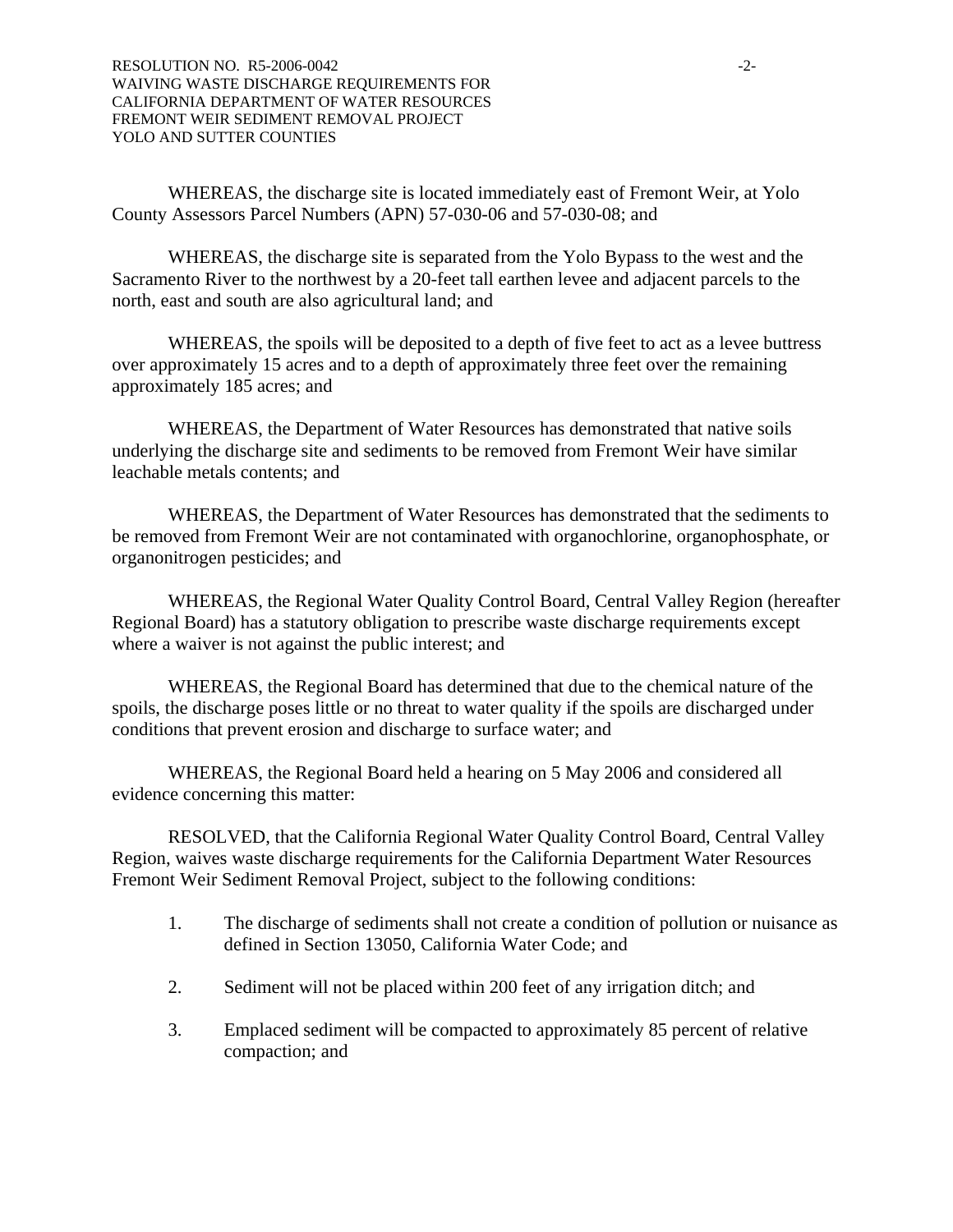WHEREAS, the discharge site is located immediately east of Fremont Weir, at Yolo County Assessors Parcel Numbers (APN) 57-030-06 and 57-030-08; and

WHEREAS, the discharge site is separated from the Yolo Bypass to the west and the Sacramento River to the northwest by a 20-feet tall earthen levee and adjacent parcels to the north, east and south are also agricultural land; and

WHEREAS, the spoils will be deposited to a depth of five feet to act as a levee buttress over approximately 15 acres and to a depth of approximately three feet over the remaining approximately 185 acres; and

WHEREAS, the Department of Water Resources has demonstrated that native soils underlying the discharge site and sediments to be removed from Fremont Weir have similar leachable metals contents; and

WHEREAS, the Department of Water Resources has demonstrated that the sediments to be removed from Fremont Weir are not contaminated with organochlorine, organophosphate, or organonitrogen pesticides; and

WHEREAS, the Regional Water Quality Control Board, Central Valley Region (hereafter Regional Board) has a statutory obligation to prescribe waste discharge requirements except where a waiver is not against the public interest; and

WHEREAS, the Regional Board has determined that due to the chemical nature of the spoils, the discharge poses little or no threat to water quality if the spoils are discharged under conditions that prevent erosion and discharge to surface water; and

WHEREAS, the Regional Board held a hearing on 5 May 2006 and considered all evidence concerning this matter:

RESOLVED, that the California Regional Water Quality Control Board, Central Valley Region, waives waste discharge requirements for the California Department Water Resources Fremont Weir Sediment Removal Project, subject to the following conditions:

1. The discharge of sediments shall not create a condition of pollution or nuisance as defined in Section 13050, California Water Code; and
2. Sediment will not be placed within 200 feet of any irrigation ditch; and
3. Emplaced sediment will be compacted to approximately 85 percent of relative compaction; and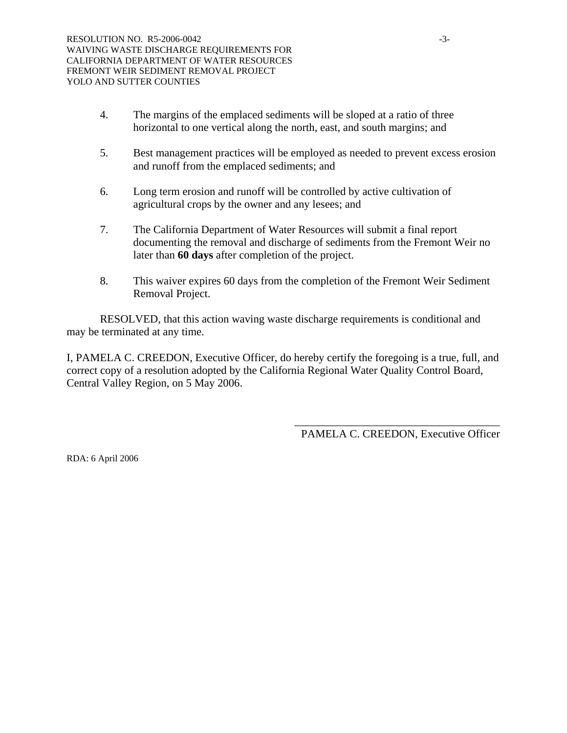4. The margins of the emplaced sediments will be sloped at a ratio of three horizontal to one vertical along the north, east, and south margins; and

5. Best management practices will be employed as needed to prevent excess erosion and runoff from the emplaced sediments; and

6. Long term erosion and runoff will be controlled by active cultivation of agricultural crops by the owner and any lesees; and

7. The California Department of Water Resources will submit a final report documenting the removal and discharge of sediments from the Fremont Weir no later than **60 days** after completion of the project.

8. This waiver expires 60 days from the completion of the Fremont Weir Sediment Removal Project.

RESOLVED, that this action waving waste discharge requirements is conditional and may be terminated at any time.

I, PAMELA C. CREEDON, Executive Officer, do hereby certify the foregoing is a true, full, and correct copy of a resolution adopted by the California Regional Water Quality Control Board, Central Valley Region, on 5 May 2006.

\_\_\_\_\_\_\_\_\_\_\_\_\_\_\_\_\_\_\_\_\_\_\_\_\_\_\_\_\_\_\_\_\_\_\_\_\_\_

PAMELA C. CREEDON, Executive Officer

RDA: 6 April 2006